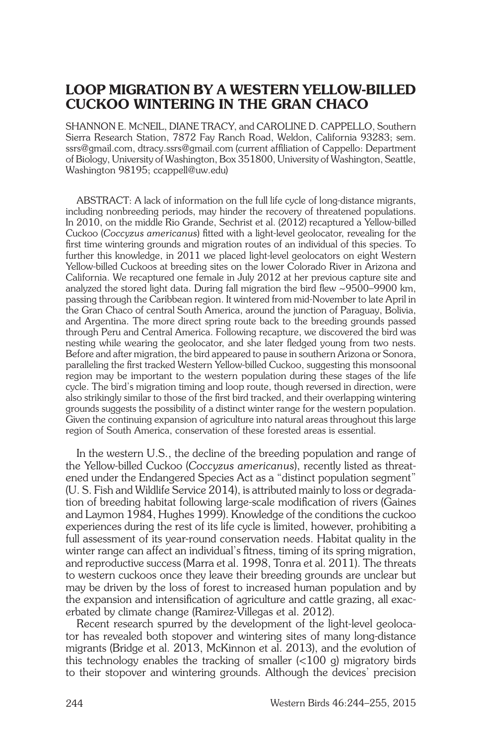# LOOP MIGRATION BY A WESTERN YELLOW-BILLED CUCKOO WINTERING IN THE GRAN CHACO

SHANNON E. McNEIL, DIANE TRACY, and CAROLINE D. CAPPELLO, Southern Sierra Research Station, 7872 Fay Ranch Road, Weldon, California 93283; sem.ssrs@gmail.com, dtracy.ssrs@gmail.com (current affiliation of Cappello: Department of Biology, University of Washington, Box 351800, University of Washington, Seattle, Washington 98195; ccappell@uw.edu)

ABSTRACT: A lack of information on the full life cycle of long-distance migrants, including nonbreeding periods, may hinder the recovery of threatened populations. In 2010, on the middle Rio Grande, Sechrist et al. (2012) recaptured a Yellow-billed Cuckoo (*Coccyzus americanus*) fitted with a light-level geolocator, revealing for the first time wintering grounds and migration routes of an individual of this species. To further this knowledge, in 2011 we placed light-level geolocators on eight Western Yellow-billed Cuckoos at breeding sites on the lower Colorado River in Arizona and California. We recaptured one female in July 2012 at her previous capture site and analyzed the stored light data. During fall migration the bird flew ~9500–9900 km, passing through the Caribbean region. It wintered from mid-November to late April in the Gran Chaco of central South America, around the junction of Paraguay, Bolivia, and Argentina. The more direct spring route back to the breeding grounds passed through Peru and Central America. Following recapture, we discovered the bird was nesting while wearing the geolocator, and she later fledged young from two nests. Before and after migration, the bird appeared to pause in southern Arizona or Sonora, paralleling the first tracked Western Yellow-billed Cuckoo, suggesting this monsoonal region may be important to the western population during these stages of the life cycle. The bird's migration timing and loop route, though reversed in direction, were also strikingly similar to those of the first bird tracked, and their overlapping wintering grounds suggests the possibility of a distinct winter range for the western population. Given the continuing expansion of agriculture into natural areas throughout this large region of South America, conservation of these forested areas is essential.

In the western U.S., the decline of the breeding population and range of the Yellow-billed Cuckoo (*Coccyzus americanus*), recently listed as threatened under the Endangered Species Act as a "distinct population segment" (U. S. Fish and Wildlife Service 2014), is attributed mainly to loss or degradation of breeding habitat following large-scale modification of rivers (Gaines and Laymon 1984, Hughes 1999). Knowledge of the conditions the cuckoo experiences during the rest of its life cycle is limited, however, prohibiting a full assessment of its year-round conservation needs. Habitat quality in the winter range can affect an individual's fitness, timing of its spring migration, and reproductive success (Marra et al. 1998, Tonra et al. 2011). The threats to western cuckoos once they leave their breeding grounds are unclear but may be driven by the loss of forest to increased human population and by the expansion and intensification of agriculture and cattle grazing, all exacerbated by climate change (Ramirez-Villegas et al. 2012).

Recent research spurred by the development of the light-level geolocator has revealed both stopover and wintering sites of many long-distance migrants (Bridge et al. 2013, McKinnon et al. 2013), and the evolution of this technology enables the tracking of smaller (<100 g) migratory birds to their stopover and wintering grounds. Although the devices' precision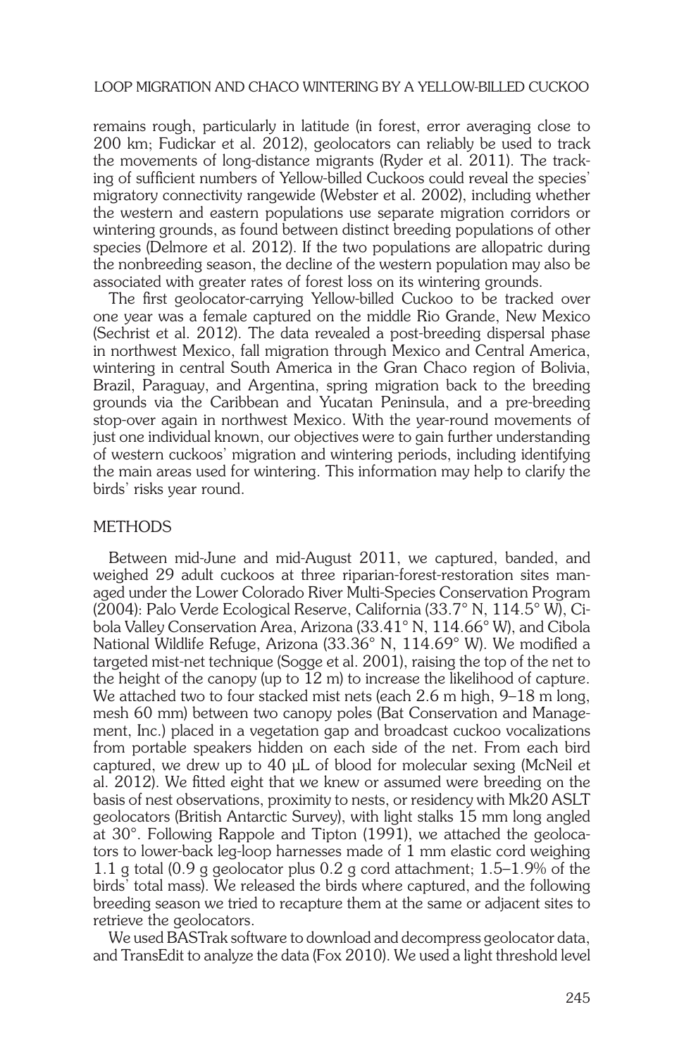remains rough, particularly in latitude (in forest, error averaging close to 200 km; Fudickar et al. 2012), geolocators can reliably be used to track the movements of long-distance migrants (Ryder et al. 2011). The tracking of sufficient numbers of Yellow-billed Cuckoos could reveal the species' migratory connectivity rangewide (Webster et al. 2002), including whether the western and eastern populations use separate migration corridors or wintering grounds, as found between distinct breeding populations of other species (Delmore et al. 2012). If the two populations are allopatric during the nonbreeding season, the decline of the western population may also be associated with greater rates of forest loss on its wintering grounds.

The first geolocator-carrying Yellow-billed Cuckoo to be tracked over one year was a female captured on the middle Rio Grande, New Mexico (Sechrist et al. 2012). The data revealed a post-breeding dispersal phase in northwest Mexico, fall migration through Mexico and Central America, wintering in central South America in the Gran Chaco region of Bolivia, Brazil, Paraguay, and Argentina, spring migration back to the breeding grounds via the Caribbean and Yucatan Peninsula, and a pre-breeding stop-over again in northwest Mexico. With the year-round movements of just one individual known, our objectives were to gain further understanding of western cuckoos' migration and wintering periods, including identifying the main areas used for wintering. This information may help to clarify the birds' risks year round.

## METHODS

Between mid-June and mid-August 2011, we captured, banded, and weighed 29 adult cuckoos at three riparian-forest-restoration sites managed under the Lower Colorado River Multi-Species Conservation Program (2004): Palo Verde Ecological Reserve, California (33.7° N, 114.5° W), Cibola Valley Conservation Area, Arizona (33.41° N, 114.66° W), and Cibola National Wildlife Refuge, Arizona (33.36° N, 114.69° W). We modified a targeted mist-net technique (Sogge et al. 2001), raising the top of the net to the height of the canopy (up to 12 m) to increase the likelihood of capture. We attached two to four stacked mist nets (each 2.6 m high, 9–18 m long, mesh 60 mm) between two canopy poles (Bat Conservation and Management, Inc.) placed in a vegetation gap and broadcast cuckoo vocalizations from portable speakers hidden on each side of the net. From each bird captured, we drew up to 40 µL of blood for molecular sexing (McNeil et al. 2012). We fitted eight that we knew or assumed were breeding on the basis of nest observations, proximity to nests, or residency with Mk20 ASLT geolocators (British Antarctic Survey), with light stalks 15 mm long angled at 30°. Following Rappole and Tipton (1991), we attached the geolocators to lower-back leg-loop harnesses made of 1 mm elastic cord weighing 1.1 g total (0.9 g geolocator plus 0.2 g cord attachment; 1.5–1.9% of the birds' total mass). We released the birds where captured, and the following breeding season we tried to recapture them at the same or adjacent sites to retrieve the geolocators.

We used BASTrak software to download and decompress geolocator data, and TransEdit to analyze the data (Fox 2010). We used a light threshold level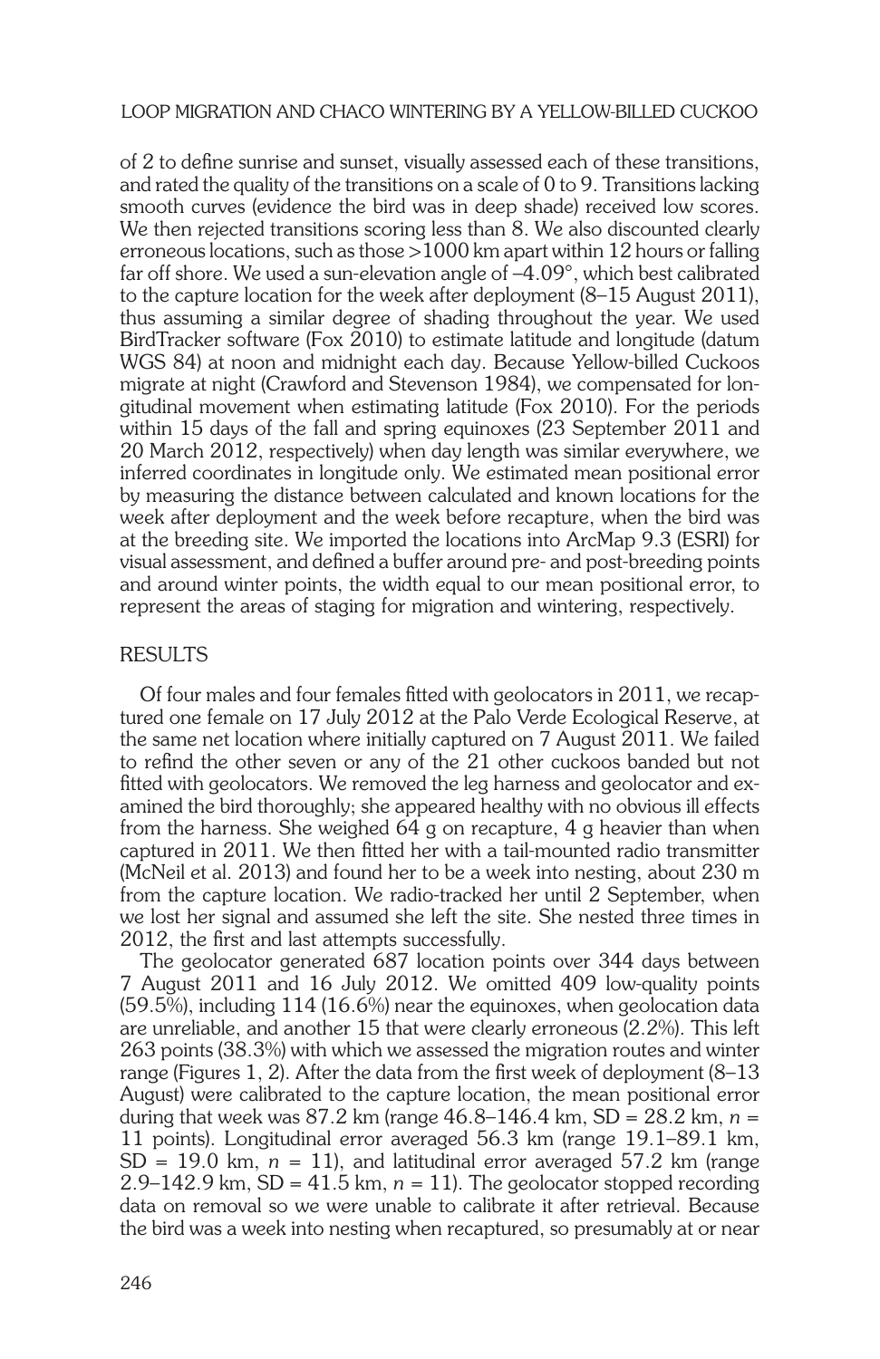of 2 to define sunrise and sunset, visually assessed each of these transitions, and rated the quality of the transitions on a scale of 0 to 9. Transitions lacking smooth curves (evidence the bird was in deep shade) received low scores. We then rejected transitions scoring less than 8. We also discounted clearly erroneous locations, such as those >1000 km apart within 12 hours or falling far off shore. We used a sun-elevation angle of –4.09°, which best calibrated to the capture location for the week after deployment (8–15 August 2011), thus assuming a similar degree of shading throughout the year. We used BirdTracker software (Fox 2010) to estimate latitude and longitude (datum WGS 84) at noon and midnight each day. Because Yellow-billed Cuckoos migrate at night (Crawford and Stevenson 1984), we compensated for longitudinal movement when estimating latitude (Fox 2010). For the periods within 15 days of the fall and spring equinoxes (23 September 2011 and 20 March 2012, respectively) when day length was similar everywhere, we inferred coordinates in longitude only. We estimated mean positional error by measuring the distance between calculated and known locations for the week after deployment and the week before recapture, when the bird was at the breeding site. We imported the locations into ArcMap 9.3 (ESRI) for visual assessment, and defined a buffer around pre- and post-breeding points and around winter points, the width equal to our mean positional error, to represent the areas of staging for migration and wintering, respectively.

## RESULTS

Of four males and four females fitted with geolocators in 2011, we recaptured one female on 17 July 2012 at the Palo Verde Ecological Reserve, at the same net location where initially captured on 7 August 2011. We failed to refind the other seven or any of the 21 other cuckoos banded but not fitted with geolocators. We removed the leg harness and geolocator and examined the bird thoroughly; she appeared healthy with no obvious ill effects from the harness. She weighed 64 g on recapture, 4 g heavier than when captured in 2011. We then fitted her with a tail-mounted radio transmitter (McNeil et al. 2013) and found her to be a week into nesting, about 230 m from the capture location. We radio-tracked her until 2 September, when we lost her signal and assumed she left the site. She nested three times in 2012, the first and last attempts successfully.

The geolocator generated 687 location points over 344 days between 7 August 2011 and 16 July 2012. We omitted 409 low-quality points (59.5%), including 114 (16.6%) near the equinoxes, when geolocation data are unreliable, and another 15 that were clearly erroneous (2.2%). This left 263 points (38.3%) with which we assessed the migration routes and winter range (Figures 1, 2). After the data from the first week of deployment (8–13 August) were calibrated to the capture location, the mean positional error during that week was 87.2 km (range 46.8–146.4 km, SD = 28.2 km, $n$ = 11 points). Longitudinal error averaged 56.3 km (range 19.1–89.1 km, SD = 19.0 km, $n$ = 11), and latitudinal error averaged 57.2 km (range 2.9–142.9 km, SD = 41.5 km, $n$ = 11). The geolocator stopped recording data on removal so we were unable to calibrate it after retrieval. Because the bird was a week into nesting when recaptured, so presumably at or near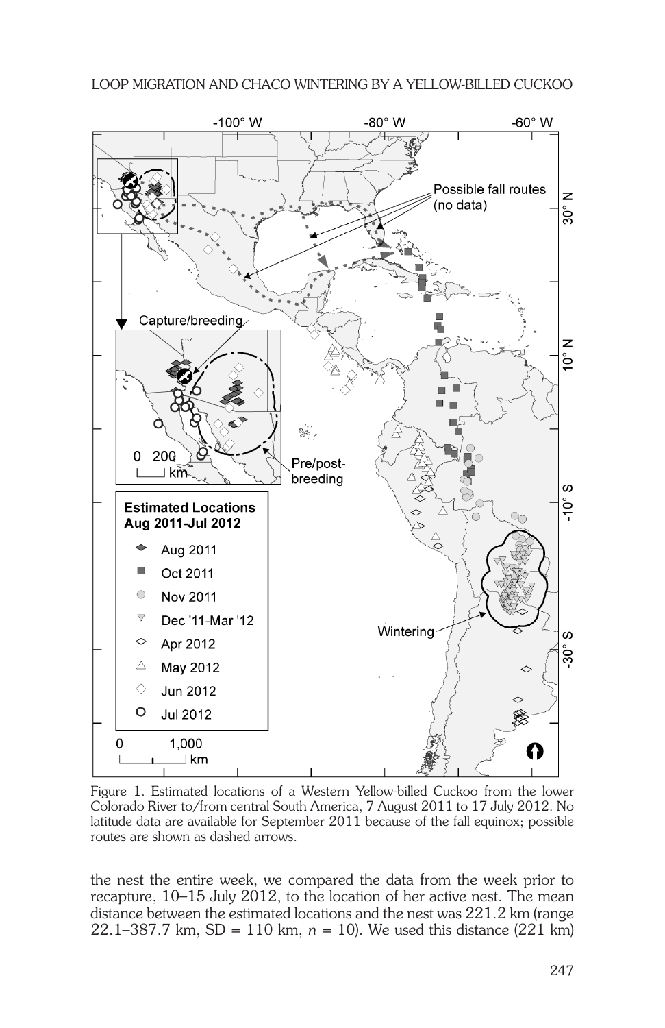-100° W

-80° W

-60° W

30° N

10° N

-10° S

-30° S

Possible fall routes (no data)

Capture/breeding

0 200 km

Pre/post-breeding

Estimated Locations Aug 2011-Jul 2012

Aug 2011

Oct 2011

Nov 2011

Dec '11-Mar '12

Apr 2012

May 2012

Jun 2012

Jul 2012

Wintering

0 1,000 km

Figure 1. Estimated locations of a Western Yellow-billed Cuckoo from the lower Colorado River to/from central South America, 7 August 2011 to 17 July 2012. No latitude data are available for September 2011 because of the fall equinox; possible routes are shown as dashed arrows.

the nest the entire week, we compared the data from the week prior to recapture, 10–15 July 2012, to the location of her active nest. The mean distance between the estimated locations and the nest was 221.2 km (range 22.1–387.7 km, SD = 110 km, $n$ = 10). We used this distance (221 km)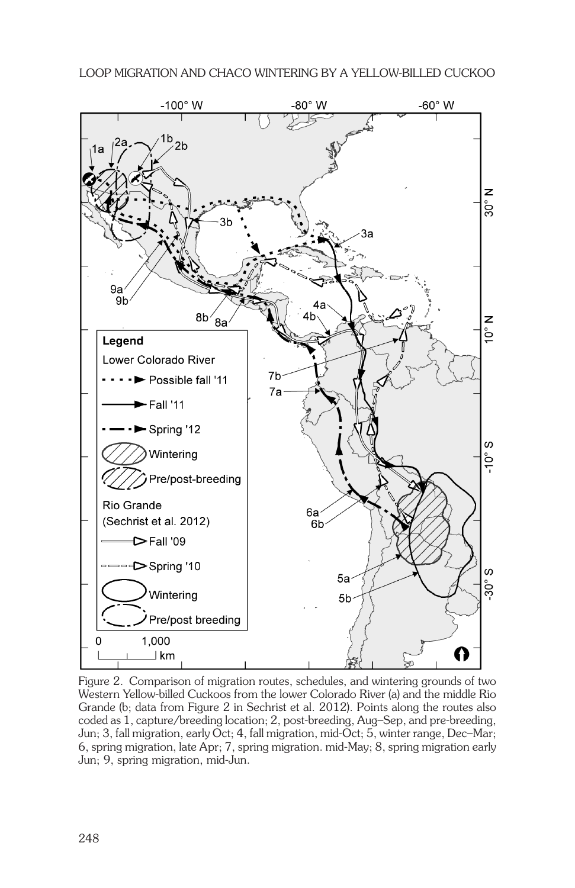-100° W

-80° W

-60° W

30° N

10° N

-10° S

-30° S

1a

2a

1b

2b

3b

3a

9a

9b

8b

8a

4a

4b

7b

7a

6a

6b

5a

5b

Legend

Lower Colorado River

Possible fall '11

Fall '11

Spring '12

Wintering

Pre/post-breeding

Rio Grande

(Sechrist et al. 2012)

Fall '09

Spring '10

Wintering

Pre/post breeding

0

1,000

km

Figure 2. Comparison of migration routes, schedules, and wintering grounds of two Western Yellow-billed Cuckoos from the lower Colorado River (a) and the middle Rio Grande (b; data from Figure 2 in Sechrist et al. 2012). Points along the routes also coded as 1, capture/breeding location; 2, post-breeding, Aug–Sep, and pre-breeding, Jun; 3, fall migration, early Oct; 4, fall migration, mid-Oct; 5, winter range, Dec–Mar; 6, spring migration, late Apr; 7, spring migration. mid-May; 8, spring migration early Jun; 9, spring migration, mid-Jun.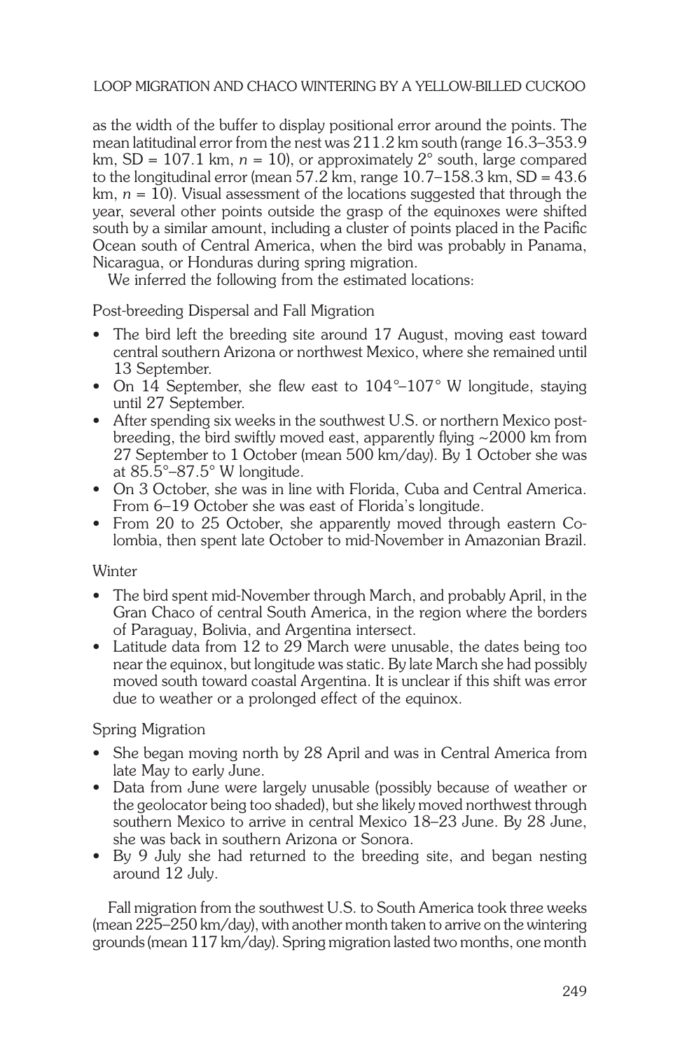as the width of the buffer to display positional error around the points. The mean latitudinal error from the nest was 211.2 km south (range 16.3–353.9 km, SD = 107.1 km, $n = 10$), or approximately 2° south, large compared to the longitudinal error (mean 57.2 km, range 10.7–158.3 km, SD = 43.6 km, $n = 10$). Visual assessment of the locations suggested that through the year, several other points outside the grasp of the equinoxes were shifted south by a similar amount, including a cluster of points placed in the Pacific Ocean south of Central America, when the bird was probably in Panama, Nicaragua, or Honduras during spring migration.

We inferred the following from the estimated locations:

Post-breeding Dispersal and Fall Migration

- The bird left the breeding site around 17 August, moving east toward central southern Arizona or northwest Mexico, where she remained until 13 September.
- On 14 September, she flew east to 104°–107° W longitude, staying until 27 September.
- After spending six weeks in the southwest U.S. or northern Mexico post-breeding, the bird swiftly moved east, apparently flying ~2000 km from 27 September to 1 October (mean 500 km/day). By 1 October she was at 85.5°–87.5° W longitude.
- On 3 October, she was in line with Florida, Cuba and Central America. From 6–19 October she was east of Florida's longitude.
- From 20 to 25 October, she apparently moved through eastern Colombia, then spent late October to mid-November in Amazonian Brazil.

Winter

- The bird spent mid-November through March, and probably April, in the Gran Chaco of central South America, in the region where the borders of Paraguay, Bolivia, and Argentina intersect.
- Latitude data from 12 to 29 March were unusable, the dates being too near the equinox, but longitude was static. By late March she had possibly moved south toward coastal Argentina. It is unclear if this shift was error due to weather or a prolonged effect of the equinox.

Spring Migration

- She began moving north by 28 April and was in Central America from late May to early June.
- Data from June were largely unusable (possibly because of weather or the geolocator being too shaded), but she likely moved northwest through southern Mexico to arrive in central Mexico 18–23 June. By 28 June, she was back in southern Arizona or Sonora.
- By 9 July she had returned to the breeding site, and began nesting around 12 July.

Fall migration from the southwest U.S. to South America took three weeks (mean 225–250 km/day), with another month taken to arrive on the wintering grounds (mean 117 km/day). Spring migration lasted two months, one month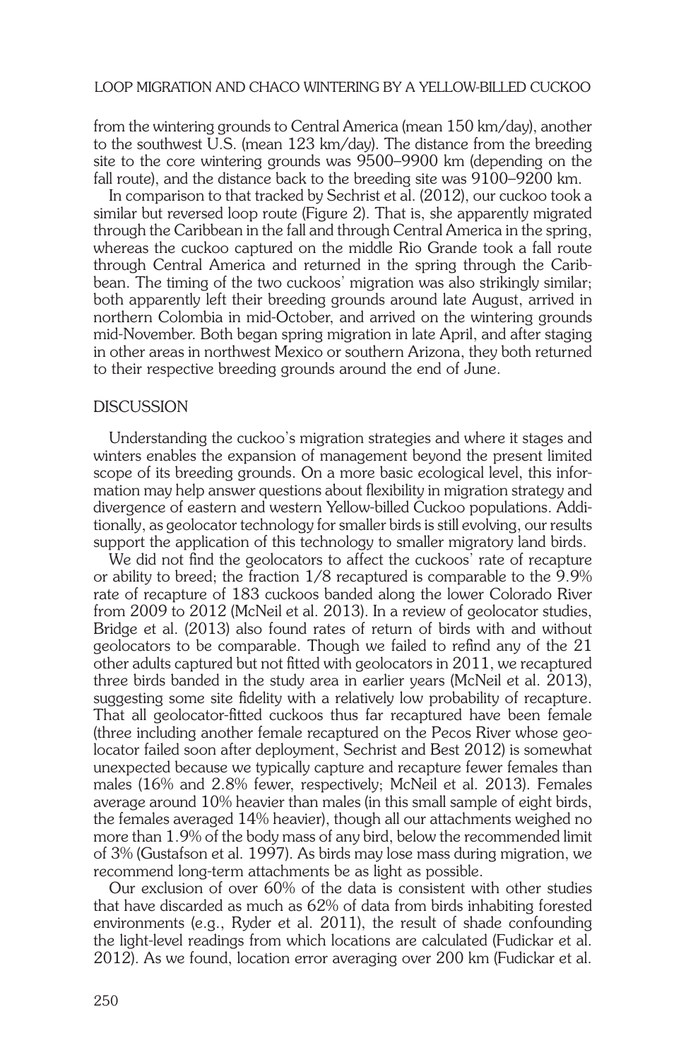from the wintering grounds to Central America (mean 150 km/day), another to the southwest U.S. (mean 123 km/day). The distance from the breeding site to the core wintering grounds was 9500–9900 km (depending on the fall route), and the distance back to the breeding site was 9100–9200 km.

In comparison to that tracked by Sechrist et al. (2012), our cuckoo took a similar but reversed loop route (Figure 2). That is, she apparently migrated through the Caribbean in the fall and through Central America in the spring, whereas the cuckoo captured on the middle Rio Grande took a fall route through Central America and returned in the spring through the Caribbean. The timing of the two cuckoos' migration was also strikingly similar; both apparently left their breeding grounds around late August, arrived in northern Colombia in mid-October, and arrived on the wintering grounds mid-November. Both began spring migration in late April, and after staging in other areas in northwest Mexico or southern Arizona, they both returned to their respective breeding grounds around the end of June.

## DISCUSSION

Understanding the cuckoo's migration strategies and where it stages and winters enables the expansion of management beyond the present limited scope of its breeding grounds. On a more basic ecological level, this information may help answer questions about flexibility in migration strategy and divergence of eastern and western Yellow-billed Cuckoo populations. Additionally, as geolocator technology for smaller birds is still evolving, our results support the application of this technology to smaller migratory land birds.

We did not find the geolocators to affect the cuckoos' rate of recapture or ability to breed; the fraction 1/8 recaptured is comparable to the 9.9% rate of recapture of 183 cuckoos banded along the lower Colorado River from 2009 to 2012 (McNeil et al. 2013). In a review of geolocator studies, Bridge et al. (2013) also found rates of return of birds with and without geolocators to be comparable. Though we failed to refind any of the 21 other adults captured but not fitted with geolocators in 2011, we recaptured three birds banded in the study area in earlier years (McNeil et al. 2013), suggesting some site fidelity with a relatively low probability of recapture. That all geolocator-fitted cuckoos thus far recaptured have been female (three including another female recaptured on the Pecos River whose geolocator failed soon after deployment, Sechrist and Best 2012) is somewhat unexpected because we typically capture and recapture fewer females than males (16% and 2.8% fewer, respectively; McNeil et al. 2013). Females average around 10% heavier than males (in this small sample of eight birds, the females averaged 14% heavier), though all our attachments weighed no more than 1.9% of the body mass of any bird, below the recommended limit of 3% (Gustafson et al. 1997). As birds may lose mass during migration, we recommend long-term attachments be as light as possible.

Our exclusion of over 60% of the data is consistent with other studies that have discarded as much as 62% of data from birds inhabiting forested environments (e.g., Ryder et al. 2011), the result of shade confounding the light-level readings from which locations are calculated (Fudickar et al. 2012). As we found, location error averaging over 200 km (Fudickar et al.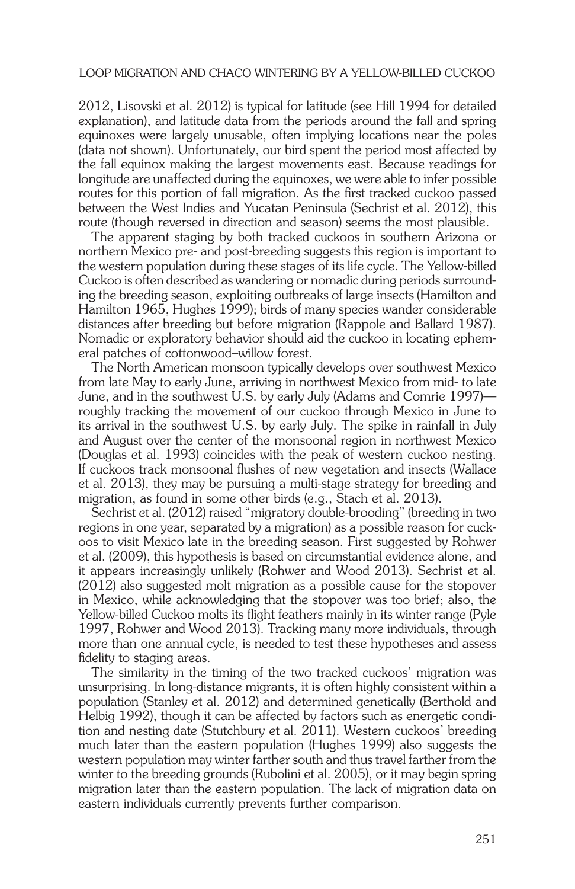2012, Lisovski et al. 2012) is typical for latitude (see Hill 1994 for detailed explanation), and latitude data from the periods around the fall and spring equinoxes were largely unusable, often implying locations near the poles (data not shown). Unfortunately, our bird spent the period most affected by the fall equinox making the largest movements east. Because readings for longitude are unaffected during the equinoxes, we were able to infer possible routes for this portion of fall migration. As the first tracked cuckoo passed between the West Indies and Yucatan Peninsula (Sechrist et al. 2012), this route (though reversed in direction and season) seems the most plausible.

The apparent staging by both tracked cuckoos in southern Arizona or northern Mexico pre- and post-breeding suggests this region is important to the western population during these stages of its life cycle. The Yellow-billed Cuckoo is often described as wandering or nomadic during periods surrounding the breeding season, exploiting outbreaks of large insects (Hamilton and Hamilton 1965, Hughes 1999); birds of many species wander considerable distances after breeding but before migration (Rappole and Ballard 1987). Nomadic or exploratory behavior should aid the cuckoo in locating ephemeral patches of cottonwood–willow forest.

The North American monsoon typically develops over southwest Mexico from late May to early June, arriving in northwest Mexico from mid- to late June, and in the southwest U.S. by early July (Adams and Comrie 1997)—roughly tracking the movement of our cuckoo through Mexico in June to its arrival in the southwest U.S. by early July. The spike in rainfall in July and August over the center of the monsoonal region in northwest Mexico (Douglas et al. 1993) coincides with the peak of western cuckoo nesting. If cuckoos track monsoonal flushes of new vegetation and insects (Wallace et al. 2013), they may be pursuing a multi-stage strategy for breeding and migration, as found in some other birds (e.g., Stach et al. 2013).

Sechrist et al. (2012) raised "migratory double-brooding" (breeding in two regions in one year, separated by a migration) as a possible reason for cuckoos to visit Mexico late in the breeding season. First suggested by Rohwer et al. (2009), this hypothesis is based on circumstantial evidence alone, and it appears increasingly unlikely (Rohwer and Wood 2013). Sechrist et al. (2012) also suggested molt migration as a possible cause for the stopover in Mexico, while acknowledging that the stopover was too brief; also, the Yellow-billed Cuckoo molts its flight feathers mainly in its winter range (Pyle 1997, Rohwer and Wood 2013). Tracking many more individuals, through more than one annual cycle, is needed to test these hypotheses and assess fidelity to staging areas.

The similarity in the timing of the two tracked cuckoos' migration was unsurprising. In long-distance migrants, it is often highly consistent within a population (Stanley et al. 2012) and determined genetically (Berthold and Helbig 1992), though it can be affected by factors such as energetic condition and nesting date (Stutchbury et al. 2011). Western cuckoos' breeding much later than the eastern population (Hughes 1999) also suggests the western population may winter farther south and thus travel farther from the winter to the breeding grounds (Rubolini et al. 2005), or it may begin spring migration later than the eastern population. The lack of migration data on eastern individuals currently prevents further comparison.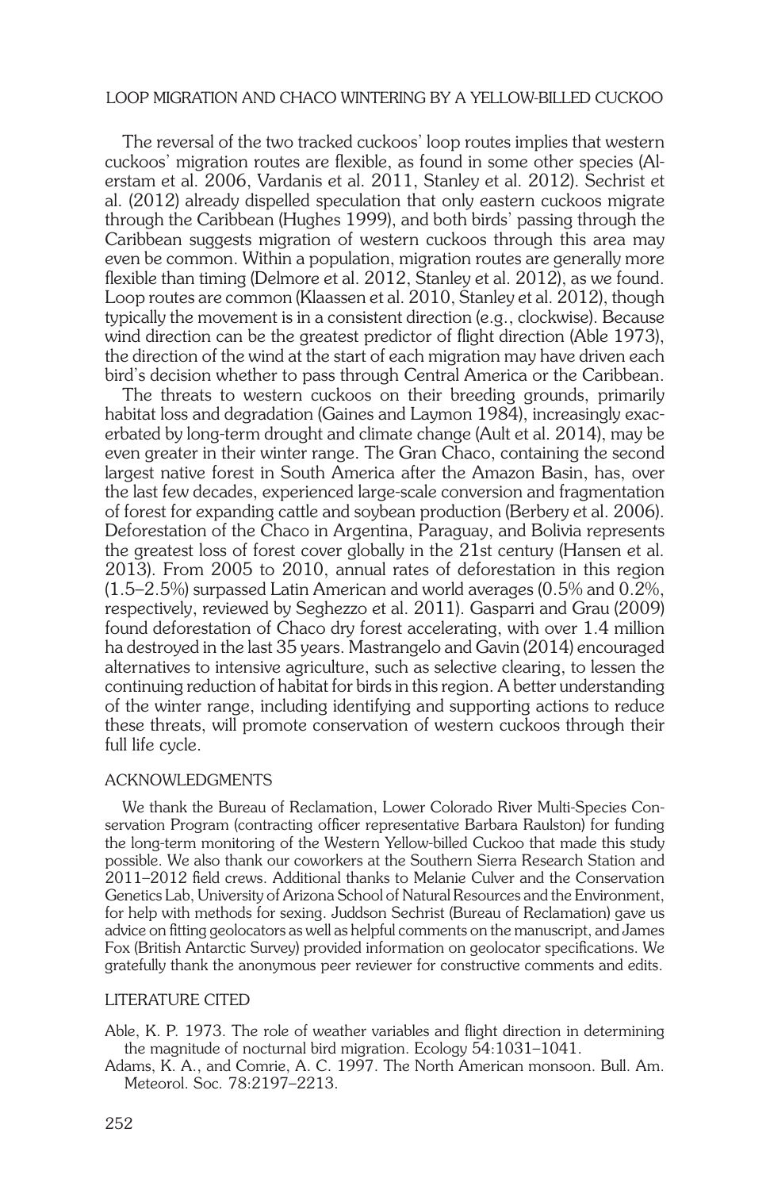The reversal of the two tracked cuckoos' loop routes implies that western cuckoos' migration routes are flexible, as found in some other species (Alerstam et al. 2006, Vardanis et al. 2011, Stanley et al. 2012). Sechrist et al. (2012) already dispelled speculation that only eastern cuckoos migrate through the Caribbean (Hughes 1999), and both birds' passing through the Caribbean suggests migration of western cuckoos through this area may even be common. Within a population, migration routes are generally more flexible than timing (Delmore et al. 2012, Stanley et al. 2012), as we found. Loop routes are common (Klaassen et al. 2010, Stanley et al. 2012), though typically the movement is in a consistent direction (e.g., clockwise). Because wind direction can be the greatest predictor of flight direction (Able 1973), the direction of the wind at the start of each migration may have driven each bird's decision whether to pass through Central America or the Caribbean.

The threats to western cuckoos on their breeding grounds, primarily habitat loss and degradation (Gaines and Laymon 1984), increasingly exacerbated by long-term drought and climate change (Ault et al. 2014), may be even greater in their winter range. The Gran Chaco, containing the second largest native forest in South America after the Amazon Basin, has, over the last few decades, experienced large-scale conversion and fragmentation of forest for expanding cattle and soybean production (Berbery et al. 2006). Deforestation of the Chaco in Argentina, Paraguay, and Bolivia represents the greatest loss of forest cover globally in the 21st century (Hansen et al. 2013). From 2005 to 2010, annual rates of deforestation in this region (1.5–2.5%) surpassed Latin American and world averages (0.5% and 0.2%, respectively, reviewed by Seghezzo et al. 2011). Gasparri and Grau (2009) found deforestation of Chaco dry forest accelerating, with over 1.4 million ha destroyed in the last 35 years. Mastrangelo and Gavin (2014) encouraged alternatives to intensive agriculture, such as selective clearing, to lessen the continuing reduction of habitat for birds in this region. A better understanding of the winter range, including identifying and supporting actions to reduce these threats, will promote conservation of western cuckoos through their full life cycle.

## ACKNOWLEDGMENTS

We thank the Bureau of Reclamation, Lower Colorado River Multi-Species Conservation Program (contracting officer representative Barbara Raulston) for funding the long-term monitoring of the Western Yellow-billed Cuckoo that made this study possible. We also thank our coworkers at the Southern Sierra Research Station and 2011–2012 field crews. Additional thanks to Melanie Culver and the Conservation Genetics Lab, University of Arizona School of Natural Resources and the Environment, for help with methods for sexing. Juddson Sechrist (Bureau of Reclamation) gave us advice on fitting geolocators as well as helpful comments on the manuscript, and James Fox (British Antarctic Survey) provided information on geolocator specifications. We gratefully thank the anonymous peer reviewer for constructive comments and edits.

## LITERATURE CITED

Able, K. P. 1973. The role of weather variables and flight direction in determining the magnitude of nocturnal bird migration. Ecology 54:1031–1041.

Adams, K. A., and Comrie, A. C. 1997. The North American monsoon. Bull. Am. Meteorol. Soc. 78:2197–2213.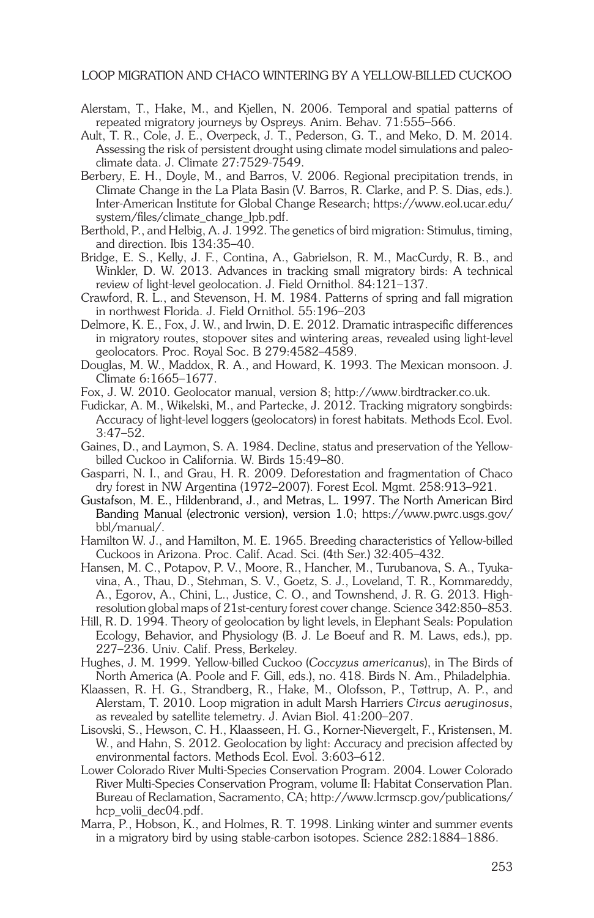Alerstam, T., Hake, M., and Kjellen, N. 2006. Temporal and spatial patterns of repeated migratory journeys by Ospreys. Anim. Behav. 71:555–566.

Ault, T. R., Cole, J. E., Overpeck, J. T., Pederson, G. T., and Meko, D. M. 2014. Assessing the risk of persistent drought using climate model simulations and paleoclimate data. J. Climate 27:7529-7549.

Berbery, E. H., Doyle, M., and Barros, V. 2006. Regional precipitation trends, in Climate Change in the La Plata Basin (V. Barros, R. Clarke, and P. S. Dias, eds.). Inter-American Institute for Global Change Research; https://www.eol.ucar.edu/system/files/climate_change_lpb.pdf.

Berthold, P., and Helbig, A. J. 1992. The genetics of bird migration: Stimulus, timing, and direction. Ibis 134:35–40.

Bridge, E. S., Kelly, J. F., Contina, A., Gabrielson, R. M., MacCurdy, R. B., and Winkler, D. W. 2013. Advances in tracking small migratory birds: A technical review of light-level geolocation. J. Field Ornithol. 84:121–137.

Crawford, R. L., and Stevenson, H. M. 1984. Patterns of spring and fall migration in northwest Florida. J. Field Ornithol. 55:196–203

Delmore, K. E., Fox, J. W., and Irwin, D. E. 2012. Dramatic intraspecific differences in migratory routes, stopover sites and wintering areas, revealed using light-level geolocators. Proc. Royal Soc. B 279:4582–4589.

Douglas, M. W., Maddox, R. A., and Howard, K. 1993. The Mexican monsoon. J. Climate 6:1665–1677.

Fox, J. W. 2010. Geolocator manual, version 8; http://www.birdtracker.co.uk.

Fudickar, A. M., Wikelski, M., and Partecke, J. 2012. Tracking migratory songbirds: Accuracy of light-level loggers (geolocators) in forest habitats. Methods Ecol. Evol. 3:47–52.

Gaines, D., and Laymon, S. A. 1984. Decline, status and preservation of the Yellow-billed Cuckoo in California. W. Birds 15:49–80.

Gasparri, N. I., and Grau, H. R. 2009. Deforestation and fragmentation of Chaco dry forest in NW Argentina (1972–2007). Forest Ecol. Mgmt. 258:913–921.

Gustafson, M. E., Hildenbrand, J., and Metras, L. 1997. The North American Bird Banding Manual (electronic version), version 1.0; https://www.pwrc.usgs.gov/bbl/manual/.

Hamilton W. J., and Hamilton, M. E. 1965. Breeding characteristics of Yellow-billed Cuckoos in Arizona. Proc. Calif. Acad. Sci. (4th Ser.) 32:405–432.

Hansen, M. C., Potapov, P. V., Moore, R., Hancher, M., Turubanova, S. A., Tyukavina, A., Thau, D., Stehman, S. V., Goetz, S. J., Loveland, T. R., Kommareddy, A., Egorov, A., Chini, L., Justice, C. O., and Townshend, J. R. G. 2013. High-resolution global maps of 21st-century forest cover change. Science 342:850–853.

Hill, R. D. 1994. Theory of geolocation by light levels, in Elephant Seals: Population Ecology, Behavior, and Physiology (B. J. Le Boeuf and R. M. Laws, eds.), pp. 227–236. Univ. Calif. Press, Berkeley.

Hughes, J. M. 1999. Yellow-billed Cuckoo (*Coccyzus americanus*), in The Birds of North America (A. Poole and F. Gill, eds.), no. 418. Birds N. Am., Philadelphia.

Klaassen, R. H. G., Strandberg, R., Hake, M., Olofsson, P., Tøttrup, A. P., and Alerstam, T. 2010. Loop migration in adult Marsh Harriers *Circus aeruginosus*, as revealed by satellite telemetry. J. Avian Biol. 41:200–207.

Lisovski, S., Hewson, C. H., Klaasseen, H. G., Korner-Nievergelt, F., Kristensen, M. W., and Hahn, S. 2012. Geolocation by light: Accuracy and precision affected by environmental factors. Methods Ecol. Evol. 3:603–612.

Lower Colorado River Multi-Species Conservation Program. 2004. Lower Colorado River Multi-Species Conservation Program, volume II: Habitat Conservation Plan. Bureau of Reclamation, Sacramento, CA; http://www.lcrmscp.gov/publications/hcp_volii_dec04.pdf.

Marra, P., Hobson, K., and Holmes, R. T. 1998. Linking winter and summer events in a migratory bird by using stable-carbon isotopes. Science 282:1884–1886.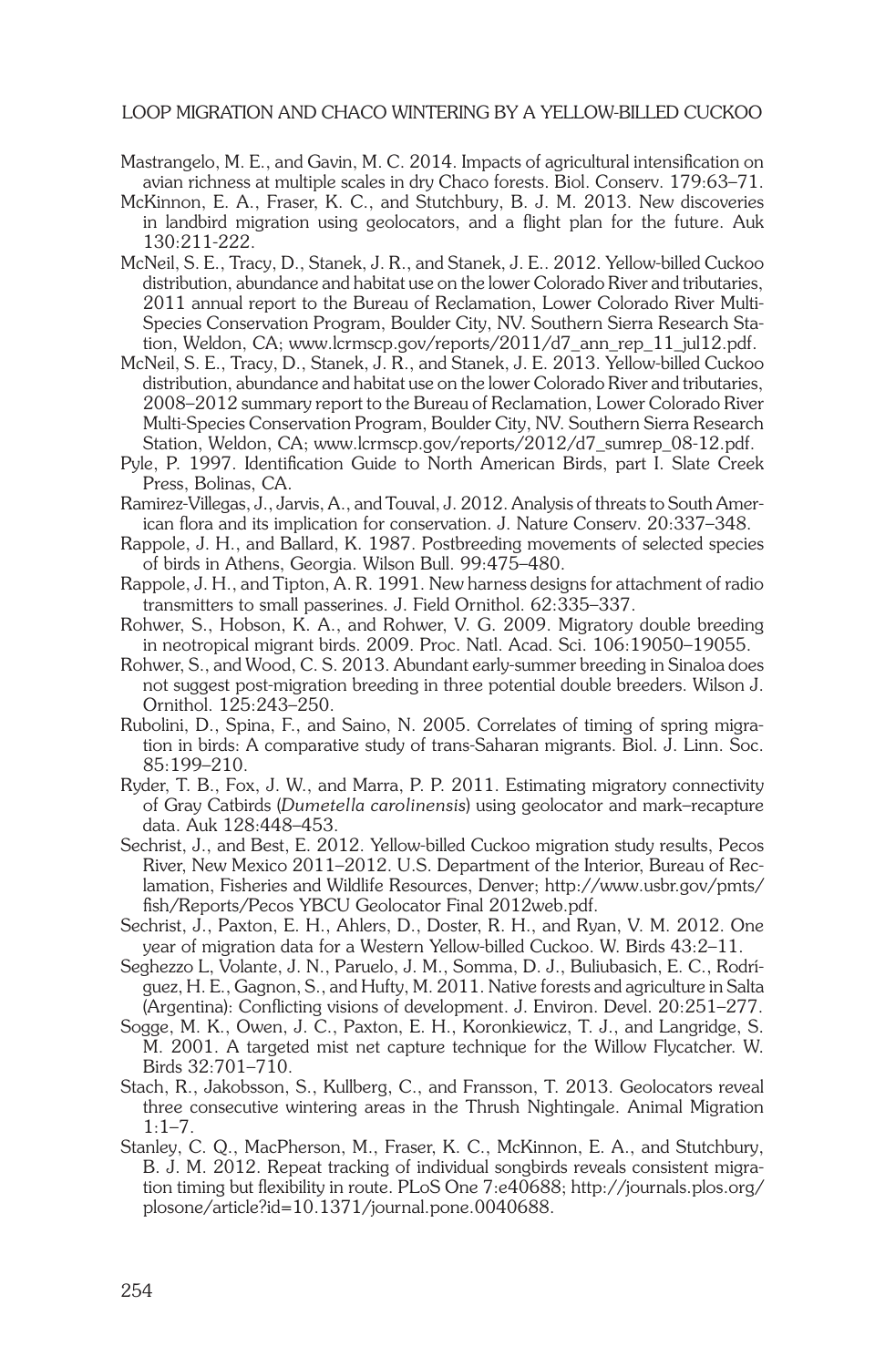Mastrangelo, M. E., and Gavin, M. C. 2014. Impacts of agricultural intensification on avian richness at multiple scales in dry Chaco forests. Biol. Conserv. 179:63–71.

McKinnon, E. A., Fraser, K. C., and Stutchbury, B. J. M. 2013. New discoveries in landbird migration using geolocators, and a flight plan for the future. Auk 130:211-222.

McNeil, S. E., Tracy, D., Stanek, J. R., and Stanek, J. E.. 2012. Yellow-billed Cuckoo distribution, abundance and habitat use on the lower Colorado River and tributaries, 2011 annual report to the Bureau of Reclamation, Lower Colorado River Multi-Species Conservation Program, Boulder City, NV. Southern Sierra Research Station, Weldon, CA; www.lcrmscp.gov/reports/2011/d7_ann_rep_11_jul12.pdf.

McNeil, S. E., Tracy, D., Stanek, J. R., and Stanek, J. E. 2013. Yellow-billed Cuckoo distribution, abundance and habitat use on the lower Colorado River and tributaries, 2008–2012 summary report to the Bureau of Reclamation, Lower Colorado River Multi-Species Conservation Program, Boulder City, NV. Southern Sierra Research Station, Weldon, CA; www.lcrmscp.gov/reports/2012/d7_sumrep_08-12.pdf.

Pyle, P. 1997. Identification Guide to North American Birds, part I. Slate Creek Press, Bolinas, CA.

Ramirez-Villegas, J., Jarvis, A., and Touval, J. 2012. Analysis of threats to South American flora and its implication for conservation. J. Nature Conserv. 20:337–348.

Rappole, J. H., and Ballard, K. 1987. Postbreeding movements of selected species of birds in Athens, Georgia. Wilson Bull. 99:475–480.

Rappole, J. H., and Tipton, A. R. 1991. New harness designs for attachment of radio transmitters to small passerines. J. Field Ornithol. 62:335–337.

Rohwer, S., Hobson, K. A., and Rohwer, V. G. 2009. Migratory double breeding in neotropical migrant birds. 2009. Proc. Natl. Acad. Sci. 106:19050–19055.

Rohwer, S., and Wood, C. S. 2013. Abundant early-summer breeding in Sinaloa does not suggest post-migration breeding in three potential double breeders. Wilson J. Ornithol. 125:243–250.

Rubolini, D., Spina, F., and Saino, N. 2005. Correlates of timing of spring migration in birds: A comparative study of trans-Saharan migrants. Biol. J. Linn. Soc. 85:199–210.

Ryder, T. B., Fox, J. W., and Marra, P. P. 2011. Estimating migratory connectivity of Gray Catbirds (*Dumetella carolinensis*) using geolocator and mark–recapture data. Auk 128:448–453.

Sechrist, J., and Best, E. 2012. Yellow-billed Cuckoo migration study results, Pecos River, New Mexico 2011–2012. U.S. Department of the Interior, Bureau of Reclamation, Fisheries and Wildlife Resources, Denver; http://www.usbr.gov/pmts/fish/Reports/Pecos YBCU Geolocator Final 2012web.pdf.

Sechrist, J., Paxton, E. H., Ahlers, D., Doster, R. H., and Ryan, V. M. 2012. One year of migration data for a Western Yellow-billed Cuckoo. W. Birds 43:2–11.

Seghezzo L, Volante, J. N., Paruelo, J. M., Somma, D. J., Buliubasich, E. C., Rodríguez, H. E., Gagnon, S., and Hufty, M. 2011. Native forests and agriculture in Salta (Argentina): Conflicting visions of development. J. Environ. Devel. 20:251–277.

Sogge, M. K., Owen, J. C., Paxton, E. H., Koronkiewicz, T. J., and Langridge, S. M. 2001. A targeted mist net capture technique for the Willow Flycatcher. W. Birds 32:701–710.

Stach, R., Jakobsson, S., Kullberg, C., and Fransson, T. 2013. Geolocators reveal three consecutive wintering areas in the Thrush Nightingale. Animal Migration 1:1–7.

Stanley, C. Q., MacPherson, M., Fraser, K. C., McKinnon, E. A., and Stutchbury, B. J. M. 2012. Repeat tracking of individual songbirds reveals consistent migration timing but flexibility in route. PLoS One 7:e40688; http://journals.plos.org/plosone/article?id=10.1371/journal.pone.0040688.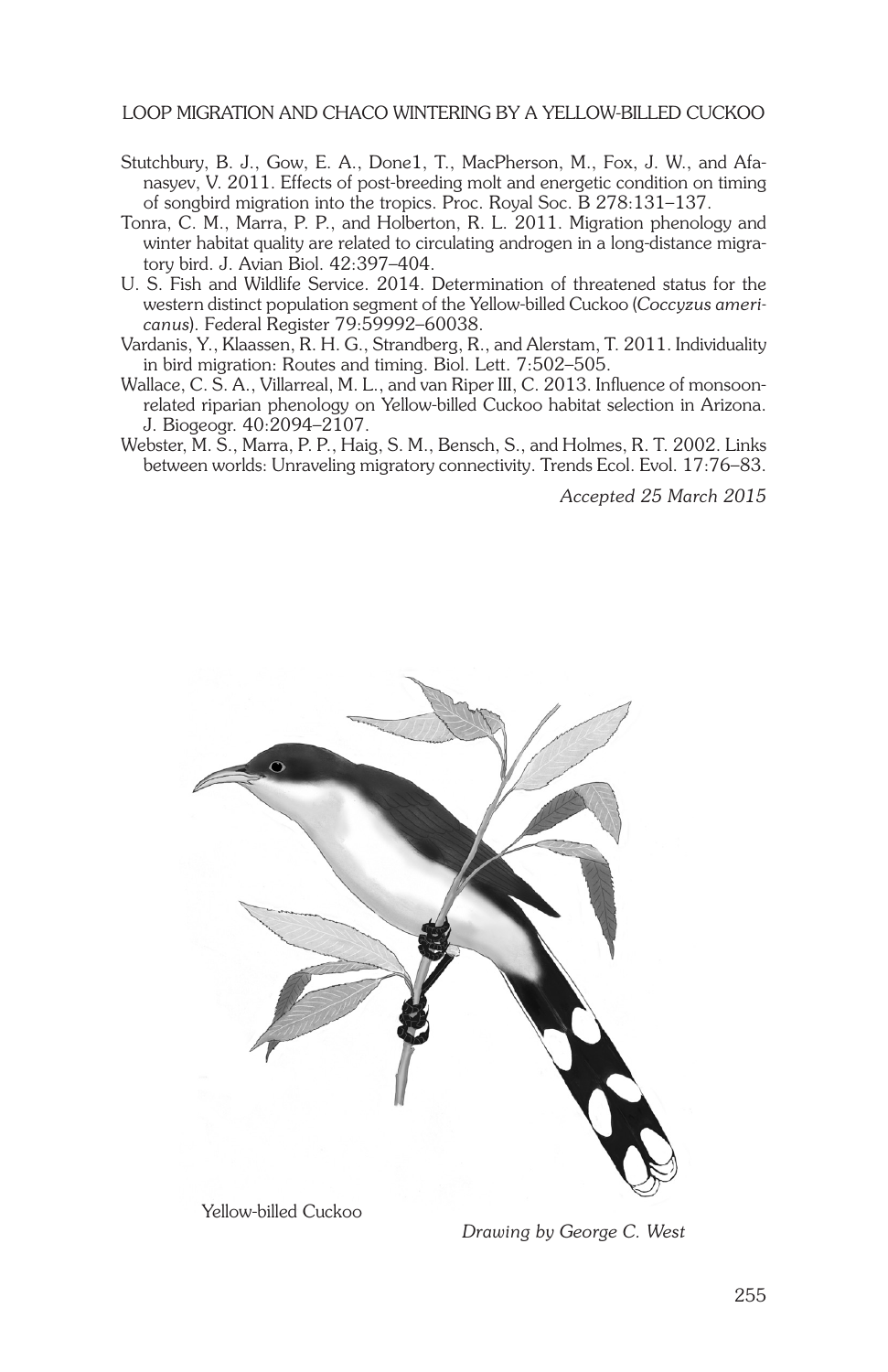Stutchbury, B. J., Gow, E. A., Done1, T., MacPherson, M., Fox, J. W., and Afanasyev, V. 2011. Effects of post-breeding molt and energetic condition on timing of songbird migration into the tropics. Proc. Royal Soc. B 278:131–137.

Tonra, C. M., Marra, P. P., and Holberton, R. L. 2011. Migration phenology and winter habitat quality are related to circulating androgen in a long-distance migratory bird. J. Avian Biol. 42:397–404.

U. S. Fish and Wildlife Service. 2014. Determination of threatened status for the western distinct population segment of the Yellow-billed Cuckoo (*Coccyzus americanus*). Federal Register 79:59992–60038.

Vardanis, Y., Klaassen, R. H. G., Strandberg, R., and Alerstam, T. 2011. Individuality in bird migration: Routes and timing. Biol. Lett. 7:502–505.

Wallace, C. S. A., Villarreal, M. L., and van Riper III, C. 2013. Influence of monsoon-related riparian phenology on Yellow-billed Cuckoo habitat selection in Arizona. J. Biogeogr. 40:2094–2107.

Webster, M. S., Marra, P. P., Haig, S. M., Bensch, S., and Holmes, R. T. 2002. Links between worlds: Unraveling migratory connectivity. Trends Ecol. Evol. 17:76–83.

*Accepted 25 March 2015*

Yellow-billed Cuckoo

*Drawing by George C. West*